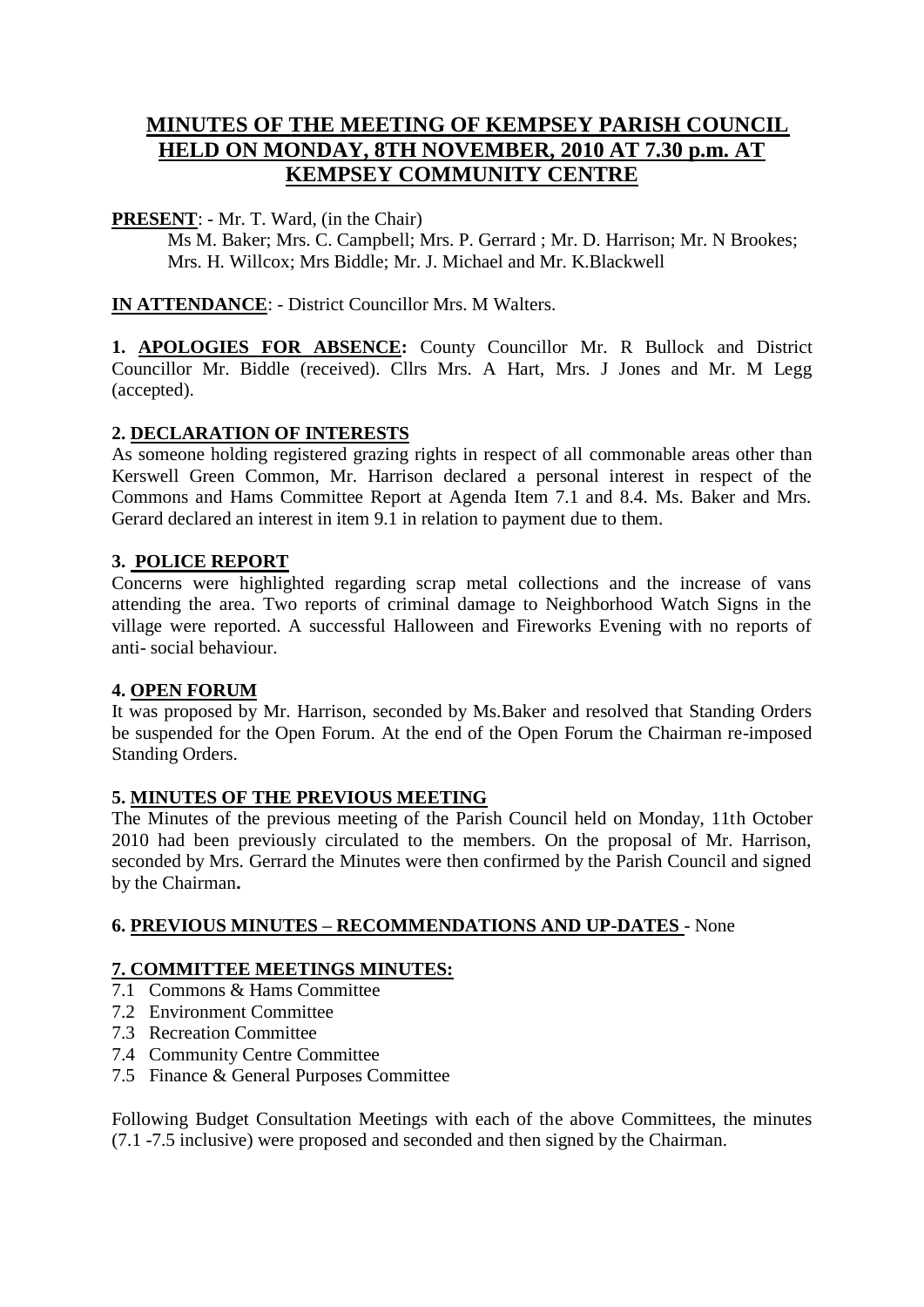# MINUTES OF THE MEETING OF KEMPSEY PARISH COUNCIL HELD ON MONDAY, 8TH NOVEMBER, 2010 AT 7.30 p.m. AT KEMPSEY COMMUNITY CENTRE

**PRESENT**: - Mr. T. Ward, (in the Chair)

Ms M. Baker; Mrs. C. Campbell; Mrs. P. Gerrard ; Mr. D. Harrison; Mr. N Brookes; Mrs. H. Willcox; Mrs Biddle; Mr. J. Michael and Mr. K.Blackwell

**IN ATTENDANCE**: - District Councillor Mrs. M Walters.

**1. APOLOGIES FOR ABSENCE:** County Councillor Mr. R Bullock and District Councillor Mr. Biddle (received). Cllrs Mrs. A Hart, Mrs. J Jones and Mr. M Legg (accepted).

**2. DECLARATION OF INTERESTS**

As someone holding registered grazing rights in respect of all commonable areas other than Kerswell Green Common, Mr. Harrison declared a personal interest in respect of the Commons and Hams Committee Report at Agenda Item 7.1 and 8.4. Ms. Baker and Mrs. Gerard declared an interest in item 9.1 in relation to payment due to them.

**3. POLICE REPORT**

Concerns were highlighted regarding scrap metal collections and the increase of vans attending the area. Two reports of criminal damage to Neighborhood Watch Signs in the village were reported. A successful Halloween and Fireworks Evening with no reports of anti- social behaviour.

**4. OPEN FORUM**

It was proposed by Mr. Harrison, seconded by Ms.Baker and resolved that Standing Orders be suspended for the Open Forum. At the end of the Open Forum the Chairman re-imposed Standing Orders.

**5. MINUTES OF THE PREVIOUS MEETING**

The Minutes of the previous meeting of the Parish Council held on Monday, 11th October 2010 had been previously circulated to the members. On the proposal of Mr. Harrison, seconded by Mrs. Gerrard the Minutes were then confirmed by the Parish Council and signed by the Chairman**.**

**6. PREVIOUS MINUTES – RECOMMENDATIONS AND UP-DATES** - None

**7. COMMITTEE MEETINGS MINUTES:**

7.1 Commons & Hams Committee
7.2 Environment Committee
7.3 Recreation Committee
7.4 Community Centre Committee
7.5 Finance & General Purposes Committee

Following Budget Consultation Meetings with each of the above Committees, the minutes (7.1 -7.5 inclusive) were proposed and seconded and then signed by the Chairman.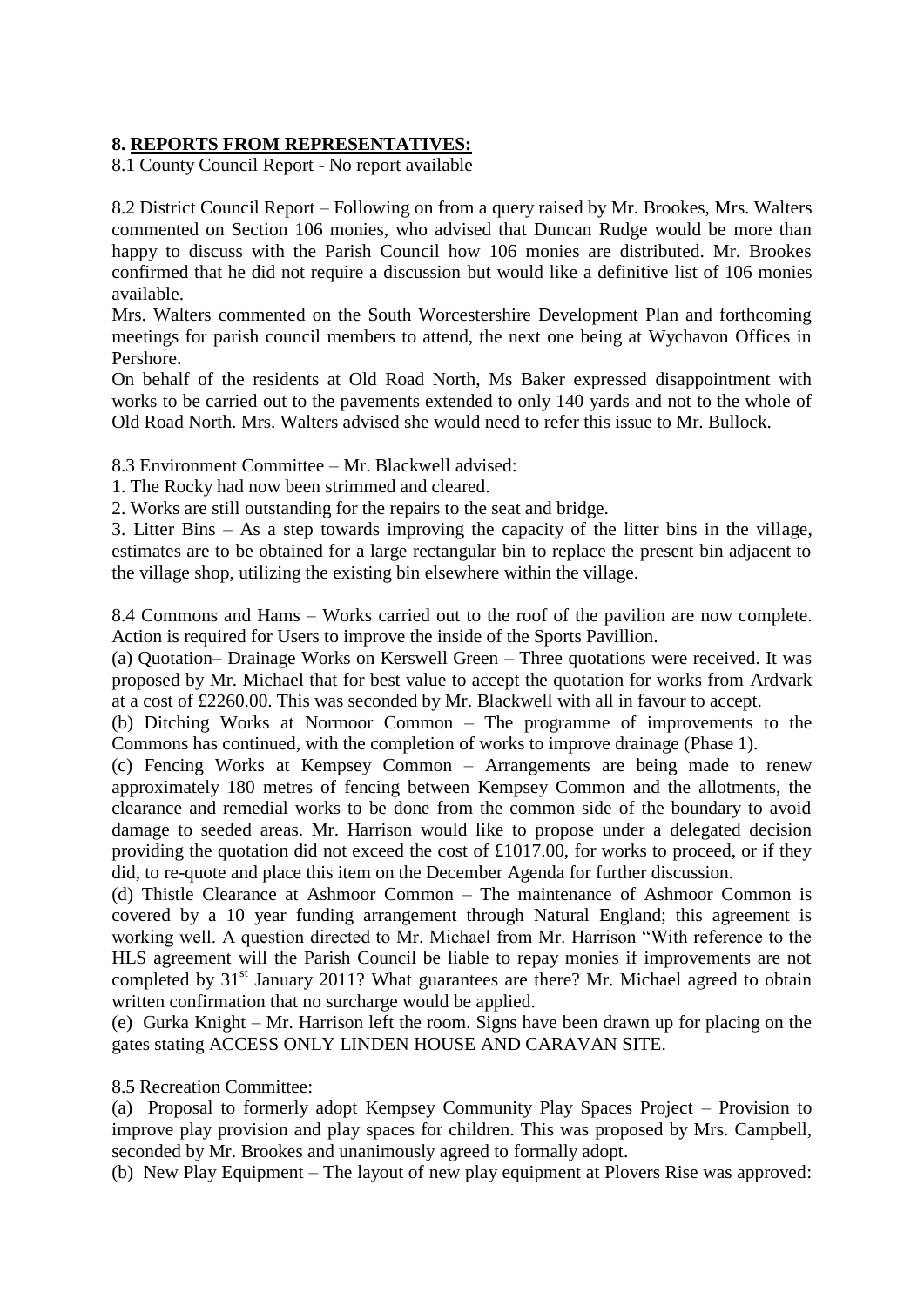## 8. REPORTS FROM REPRESENTATIVES:

8.1 County Council Report - No report available

8.2 District Council Report – Following on from a query raised by Mr. Brookes, Mrs. Walters commented on Section 106 monies, who advised that Duncan Rudge would be more than happy to discuss with the Parish Council how 106 monies are distributed. Mr. Brookes confirmed that he did not require a discussion but would like a definitive list of 106 monies available.

Mrs. Walters commented on the South Worcestershire Development Plan and forthcoming meetings for parish council members to attend, the next one being at Wychavon Offices in Pershore.

On behalf of the residents at Old Road North, Ms Baker expressed disappointment with works to be carried out to the pavements extended to only 140 yards and not to the whole of Old Road North. Mrs. Walters advised she would need to refer this issue to Mr. Bullock.

8.3 Environment Committee – Mr. Blackwell advised:

1. The Rocky had now been strimmed and cleared.
2. Works are still outstanding for the repairs to the seat and bridge.
3. Litter Bins – As a step towards improving the capacity of the litter bins in the village, estimates are to be obtained for a large rectangular bin to replace the present bin adjacent to the village shop, utilizing the existing bin elsewhere within the village.

8.4 Commons and Hams – Works carried out to the roof of the pavilion are now complete. Action is required for Users to improve the inside of the Sports Pavillion.

(a) Quotation– Drainage Works on Kerswell Green – Three quotations were received. It was proposed by Mr. Michael that for best value to accept the quotation for works from Ardvark at a cost of £2260.00. This was seconded by Mr. Blackwell with all in favour to accept.

(b) Ditching Works at Normoor Common – The programme of improvements to the Commons has continued, with the completion of works to improve drainage (Phase 1).

(c) Fencing Works at Kempsey Common – Arrangements are being made to renew approximately 180 metres of fencing between Kempsey Common and the allotments, the clearance and remedial works to be done from the common side of the boundary to avoid damage to seeded areas. Mr. Harrison would like to propose under a delegated decision providing the quotation did not exceed the cost of £1017.00, for works to proceed, or if they did, to re-quote and place this item on the December Agenda for further discussion.

(d) Thistle Clearance at Ashmoor Common – The maintenance of Ashmoor Common is covered by a 10 year funding arrangement through Natural England; this agreement is working well. A question directed to Mr. Michael from Mr. Harrison "With reference to the HLS agreement will the Parish Council be liable to repay monies if improvements are not completed by 31st January 2011? What guarantees are there? Mr. Michael agreed to obtain written confirmation that no surcharge would be applied.

(e) Gurka Knight – Mr. Harrison left the room. Signs have been drawn up for placing on the gates stating ACCESS ONLY LINDEN HOUSE AND CARAVAN SITE.

8.5 Recreation Committee:

(a) Proposal to formerly adopt Kempsey Community Play Spaces Project – Provision to improve play provision and play spaces for children. This was proposed by Mrs. Campbell, seconded by Mr. Brookes and unanimously agreed to formally adopt.

(b) New Play Equipment – The layout of new play equipment at Plovers Rise was approved: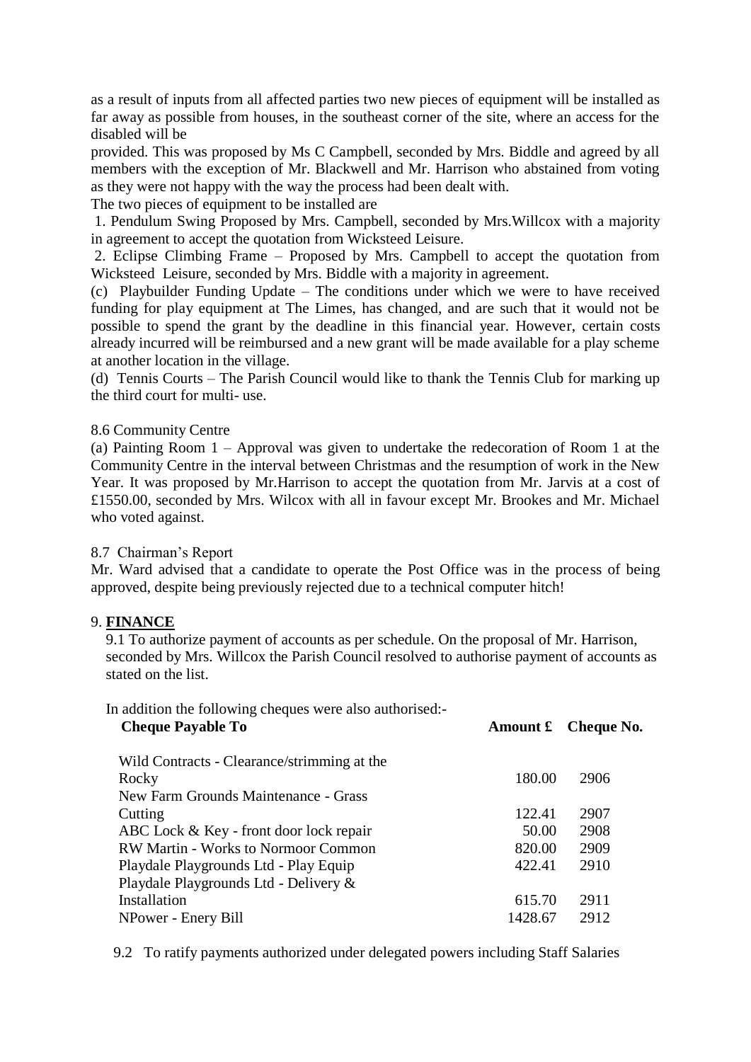as a result of inputs from all affected parties two new pieces of equipment will be installed as far away as possible from houses, in the southeast corner of the site, where an access for the disabled will be

provided. This was proposed by Ms C Campbell, seconded by Mrs. Biddle and agreed by all members with the exception of Mr. Blackwell and Mr. Harrison who abstained from voting as they were not happy with the way the process had been dealt with.

The two pieces of equipment to be installed are

1. Pendulum Swing Proposed by Mrs. Campbell, seconded by Mrs.Willcox with a majority in agreement to accept the quotation from Wicksteed Leisure.
2. Eclipse Climbing Frame – Proposed by Mrs. Campbell to accept the quotation from Wicksteed Leisure, seconded by Mrs. Biddle with a majority in agreement.

(c) Playbuilder Funding Update – The conditions under which we were to have received funding for play equipment at The Limes, has changed, and are such that it would not be possible to spend the grant by the deadline in this financial year. However, certain costs already incurred will be reimbursed and a new grant will be made available for a play scheme at another location in the village.

(d) Tennis Courts – The Parish Council would like to thank the Tennis Club for marking up the third court for multi- use.

8.6 Community Centre

(a) Painting Room 1 – Approval was given to undertake the redecoration of Room 1 at the Community Centre in the interval between Christmas and the resumption of work in the New Year. It was proposed by Mr.Harrison to accept the quotation from Mr. Jarvis at a cost of £1550.00, seconded by Mrs. Wilcox with all in favour except Mr. Brookes and Mr. Michael who voted against.

8.7 Chairman's Report

Mr. Ward advised that a candidate to operate the Post Office was in the process of being approved, despite being previously rejected due to a technical computer hitch!

## 9. **FINANCE**

9.1 To authorize payment of accounts as per schedule. On the proposal of Mr. Harrison, seconded by Mrs. Willcox the Parish Council resolved to authorise payment of accounts as stated on the list.

In addition the following cheques were also authorised:-

| Cheque Payable To | Amount £ | Cheque No. |
|---|---|---|
| Wild Contracts - Clearance/strimming at the Rocky | 180.00 | 2906 |
| New Farm Grounds Maintenance - Grass Cutting | 122.41 | 2907 |
| ABC Lock & Key - front door lock repair | 50.00 | 2908 |
| RW Martin - Works to Normoor Common | 820.00 | 2909 |
| Playdale Playgrounds Ltd - Play Equip | 422.41 | 2910 |
| Playdale Playgrounds Ltd - Delivery & Installation | 615.70 | 2911 |
| NPower - Enery Bill | 1428.67 | 2912 |

9.2 To ratify payments authorized under delegated powers including Staff Salaries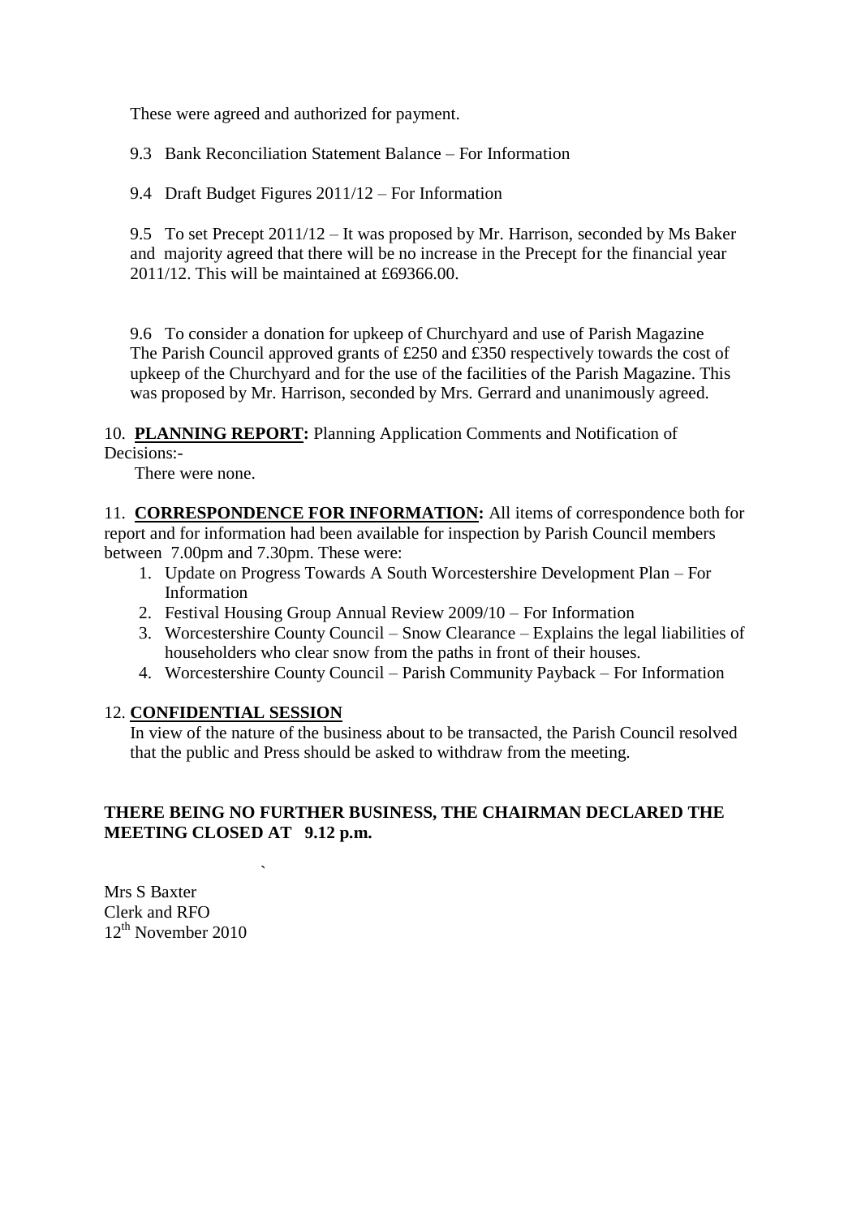These were agreed and authorized for payment.

9.3 Bank Reconciliation Statement Balance – For Information

9.4 Draft Budget Figures 2011/12 – For Information

9.5 To set Precept 2011/12 – It was proposed by Mr. Harrison, seconded by Ms Baker and majority agreed that there will be no increase in the Precept for the financial year 2011/12. This will be maintained at £69366.00.

9.6 To consider a donation for upkeep of Churchyard and use of Parish Magazine
The Parish Council approved grants of £250 and £350 respectively towards the cost of upkeep of the Churchyard and for the use of the facilities of the Parish Magazine. This was proposed by Mr. Harrison, seconded by Mrs. Gerrard and unanimously agreed.

10. **PLANNING REPORT:** Planning Application Comments and Notification of Decisions:-
There were none.

11. **CORRESPONDENCE FOR INFORMATION:** All items of correspondence both for report and for information had been available for inspection by Parish Council members between 7.00pm and 7.30pm. These were:

1. Update on Progress Towards A South Worcestershire Development Plan – For Information
2. Festival Housing Group Annual Review 2009/10 – For Information
3. Worcestershire County Council – Snow Clearance – Explains the legal liabilities of householders who clear snow from the paths in front of their houses.
4. Worcestershire County Council – Parish Community Payback – For Information

12. **CONFIDENTIAL SESSION**
In view of the nature of the business about to be transacted, the Parish Council resolved that the public and Press should be asked to withdraw from the meeting.

**THERE BEING NO FURTHER BUSINESS, THE CHAIRMAN DECLARED THE MEETING CLOSED AT 9.12 p.m.**

Mrs S Baxter
Clerk and RFO
12th November 2010